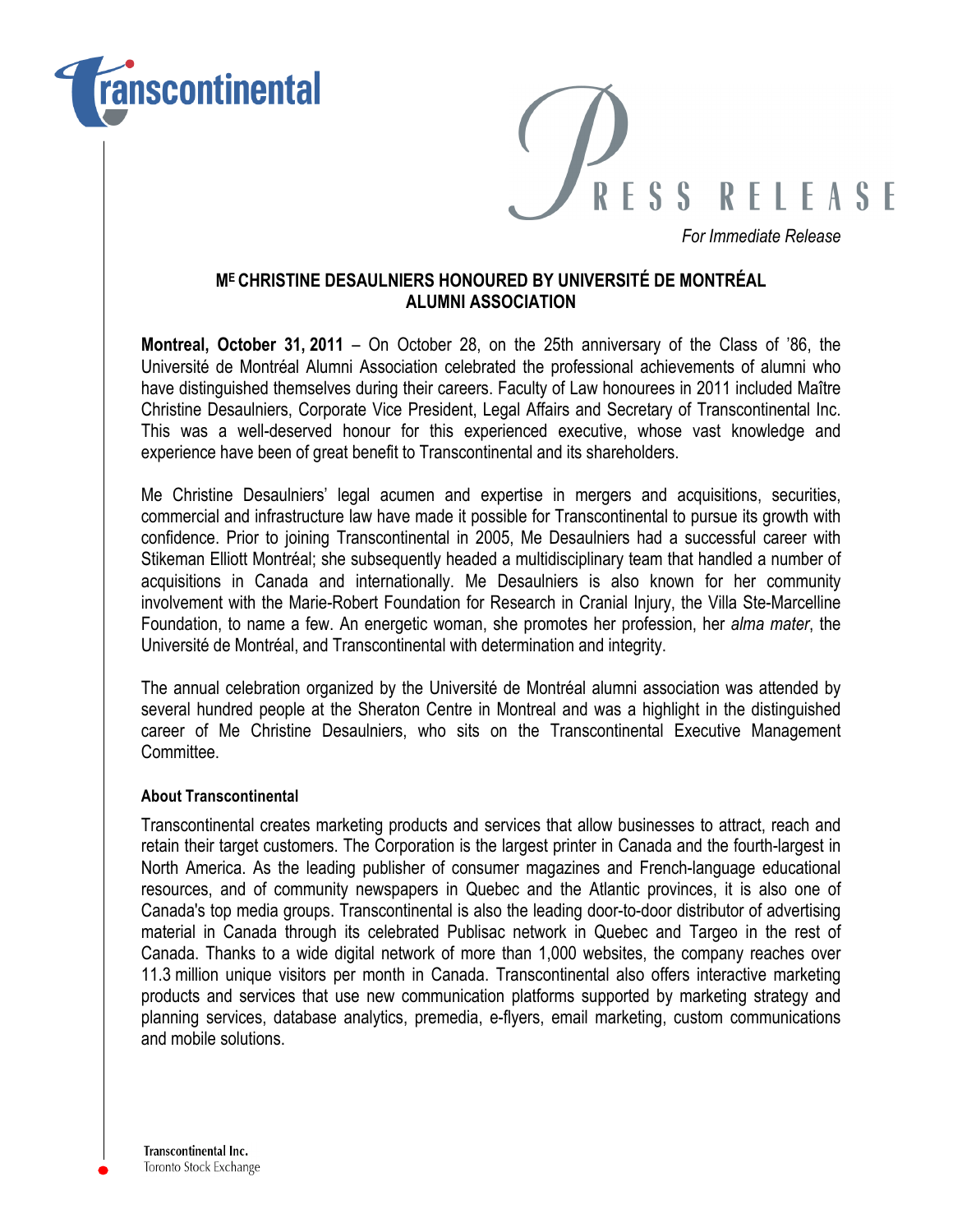# PRESS RELEASE

*For Immediate Release*

## ME CHRISTINE DESAULNIERS HONOURED BY UNIVERSITÉ DE MONTRÉAL ALUMNI ASSOCIATION

**Montreal, October 31, 2011** – On October 28, on the 25th anniversary of the Class of '86, the Université de Montréal Alumni Association celebrated the professional achievements of alumni who have distinguished themselves during their careers. Faculty of Law honourees in 2011 included Maître Christine Desaulniers, Corporate Vice President, Legal Affairs and Secretary of Transcontinental Inc. This was a well-deserved honour for this experienced executive, whose vast knowledge and experience have been of great benefit to Transcontinental and its shareholders.

Me Christine Desaulniers' legal acumen and expertise in mergers and acquisitions, securities, commercial and infrastructure law have made it possible for Transcontinental to pursue its growth with confidence. Prior to joining Transcontinental in 2005, Me Desaulniers had a successful career with Stikeman Elliott Montréal; she subsequently headed a multidisciplinary team that handled a number of acquisitions in Canada and internationally. Me Desaulniers is also known for her community involvement with the Marie-Robert Foundation for Research in Cranial Injury, the Villa Ste-Marcelline Foundation, to name a few. An energetic woman, she promotes her profession, her *alma mater*, the Université de Montréal, and Transcontinental with determination and integrity.

The annual celebration organized by the Université de Montréal alumni association was attended by several hundred people at the Sheraton Centre in Montreal and was a highlight in the distinguished career of Me Christine Desaulniers, who sits on the Transcontinental Executive Management Committee.

**About Transcontinental**

Transcontinental creates marketing products and services that allow businesses to attract, reach and retain their target customers. The Corporation is the largest printer in Canada and the fourth-largest in North America. As the leading publisher of consumer magazines and French-language educational resources, and of community newspapers in Quebec and the Atlantic provinces, it is also one of Canada's top media groups. Transcontinental is also the leading door-to-door distributor of advertising material in Canada through its celebrated Publisac network in Quebec and Targeo in the rest of Canada. Thanks to a wide digital network of more than 1,000 websites, the company reaches over 11.3 million unique visitors per month in Canada. Transcontinental also offers interactive marketing products and services that use new communication platforms supported by marketing strategy and planning services, database analytics, premedia, e-flyers, email marketing, custom communications and mobile solutions.

Transcontinental Inc.
Toronto Stock Exchange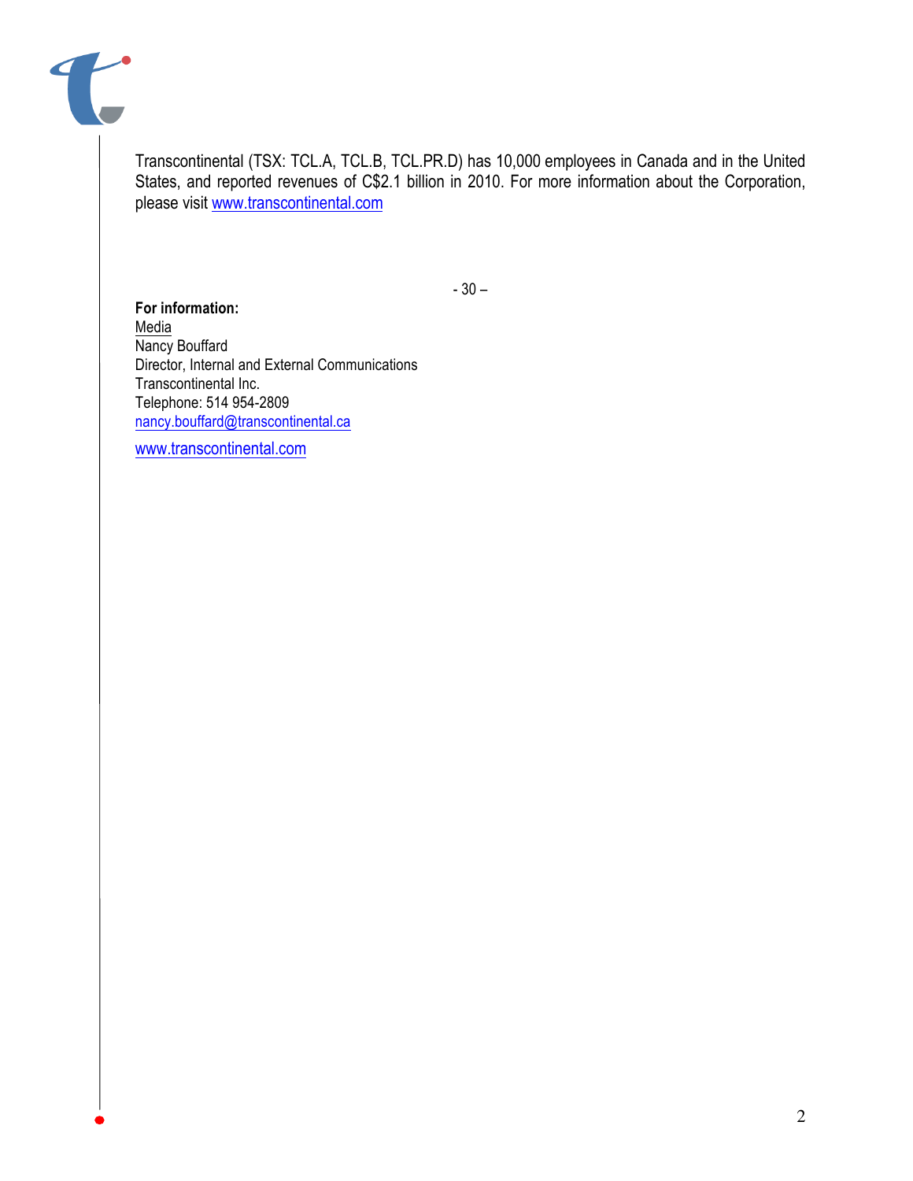Transcontinental (TSX: TCL.A, TCL.B, TCL.PR.D) has 10,000 employees in Canada and in the United States, and reported revenues of C$2.1 billion in 2010. For more information about the Corporation, please visit www.transcontinental.com

- 30 –

**For information:**

Media
Nancy Bouffard
Director, Internal and External Communications
Transcontinental Inc.
Telephone: 514 954-2809
nancy.bouffard@transcontinental.ca

www.transcontinental.com